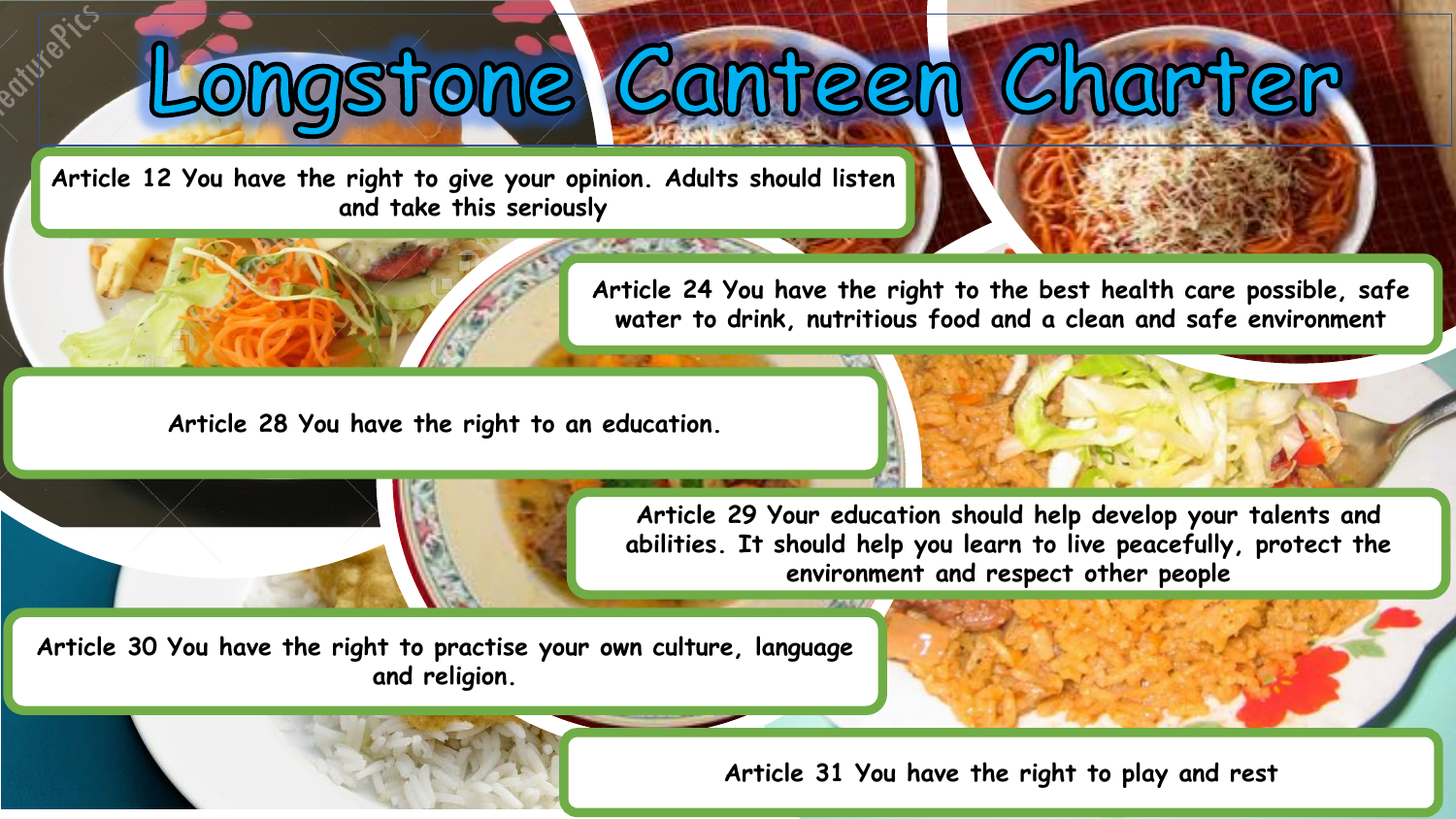# Longstone Canteen Charter

Article 12 You have the right to give your opinion. Adults should listen and take this seriously

Article 24 You have the right to the best health care possible, safe water to drink, nutritious food and a clean and safe environment

Article 28 You have the right to an education.

Article 29 Your education should help develop your talents and abilities. It should help you learn to live peacefully, protect the environment and respect other people

Article 30 You have the right to practise your own culture, language and religion.

Article 31 You have the right to play and rest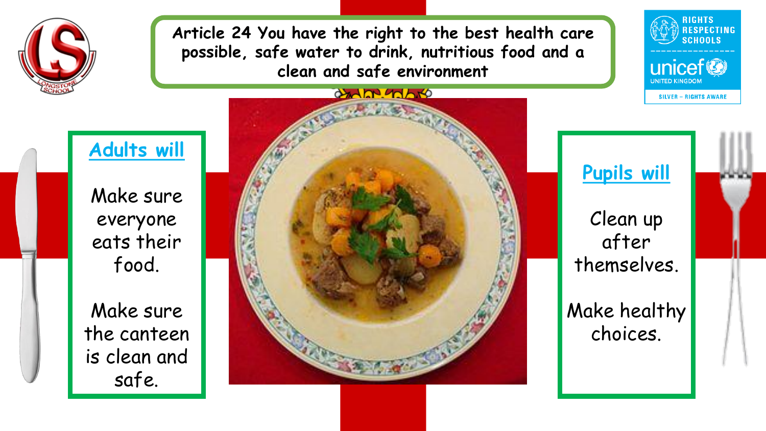**Article 24 You have the right to the best health care possible, safe water to drink, nutritious food and a clean and safe environment**

RIGHTS RESPECTING SCHOOLS

unicef UNITED KINGDOM

SILVER – RIGHTS AWARE

## Adults will

Make sure everyone eats their food.

Make sure the canteen is clean and safe.

## Pupils will

Clean up after themselves.

Make healthy choices.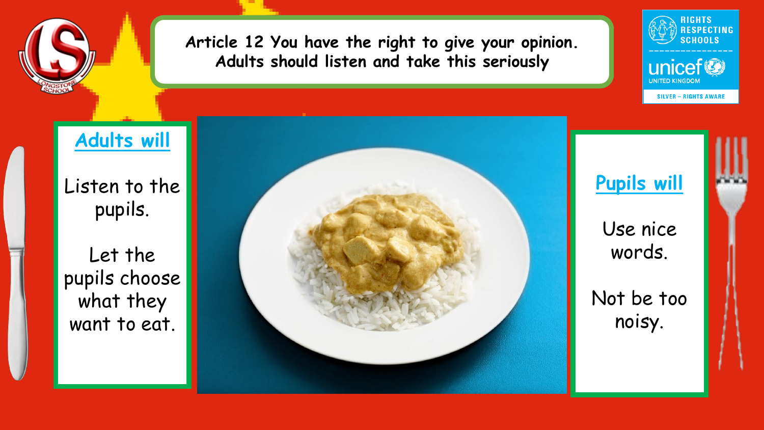**Article 12 You have the right to give your opinion. Adults should listen and take this seriously**

RIGHTS RESPECTING SCHOOLS
unicef UNITED KINGDOM
SILVER – RIGHTS AWARE

## Adults will

Listen to the pupils.

Let the pupils choose what they want to eat.

## Pupils will

Use nice words.

Not be too noisy.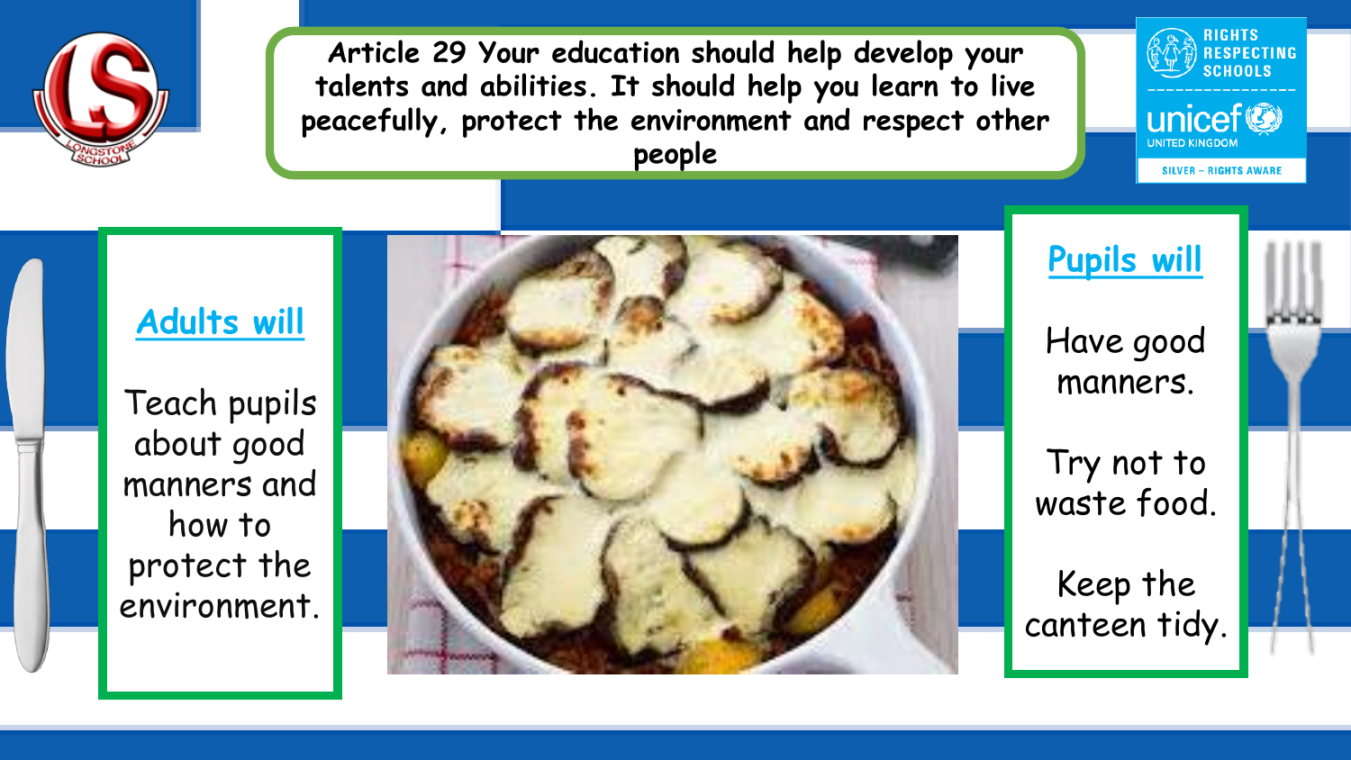**Article 29 Your education should help develop your talents and abilities. It should help you learn to live peacefully, protect the environment and respect other people**

## Adults will

Teach pupils about good manners and how to protect the environment.

## Pupils will

Have good manners.

Try not to waste food.

Keep the canteen tidy.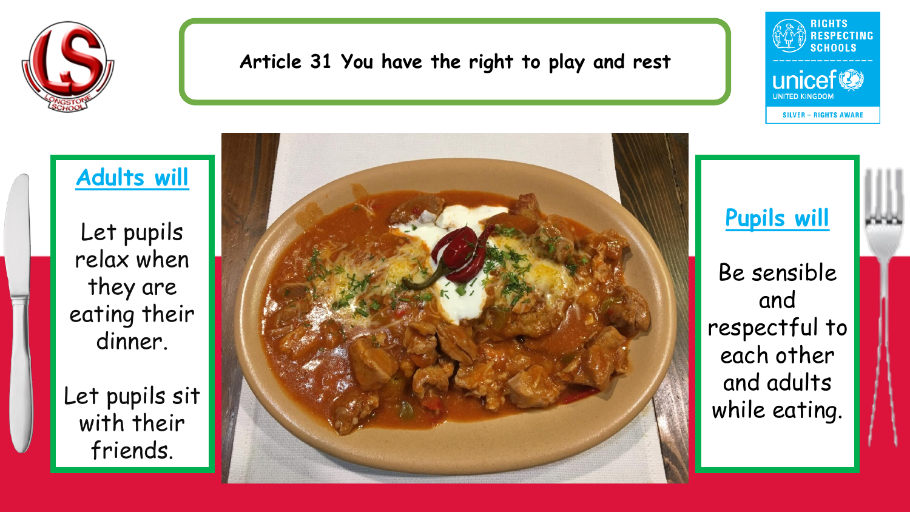# Article 31 You have the right to play and rest

## Adults will

Let pupils relax when they are eating their dinner.

Let pupils sit with their friends.

## Pupils will

Be sensible and respectful to each other and adults while eating.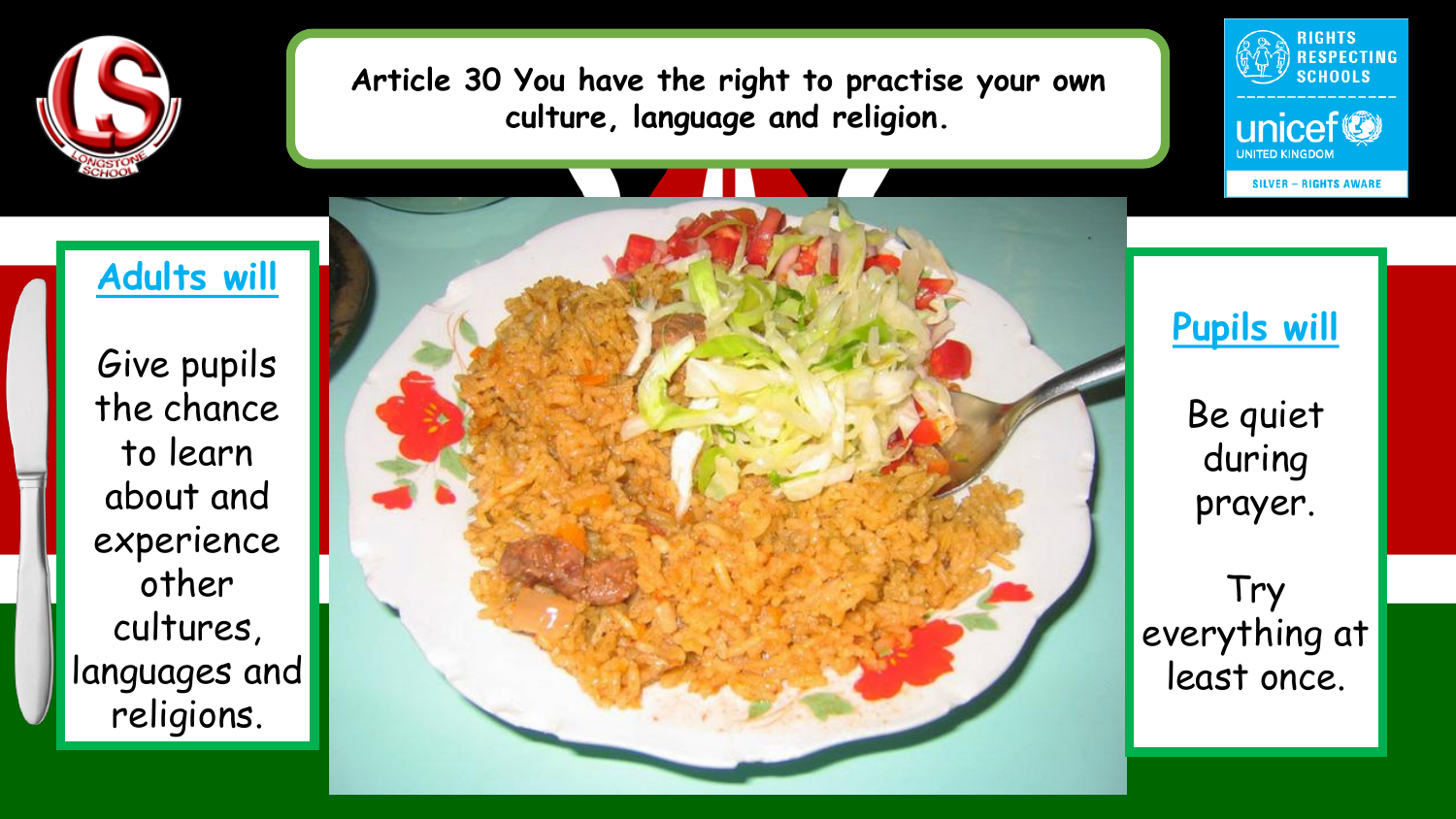Article 30 You have the right to practise your own culture, language and religion.

RIGHTS RESPECTING SCHOOLS

unicef UNITED KINGDOM

SILVER – RIGHTS AWARE

## Adults will

Give pupils the chance to learn about and experience other cultures, languages and religions.

## Pupils will

Be quiet during prayer.

Try everything at least once.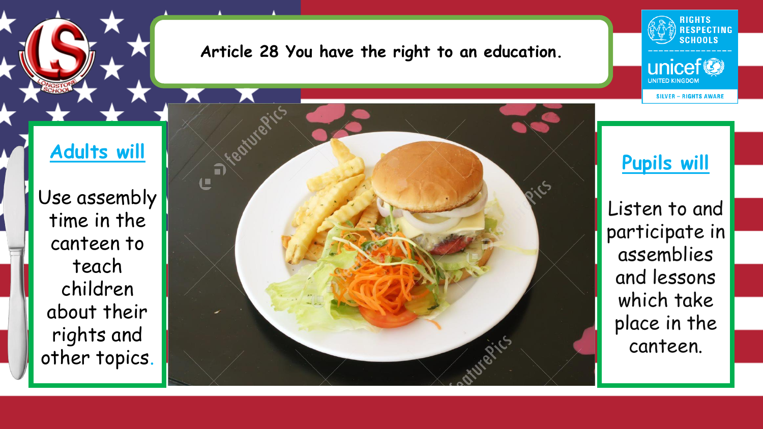Article 28 You have the right to an education.

## Adults will

Use assembly time in the canteen to teach children about their rights and other topics.

## Pupils will

Listen to and participate in assemblies and lessons which take place in the canteen.